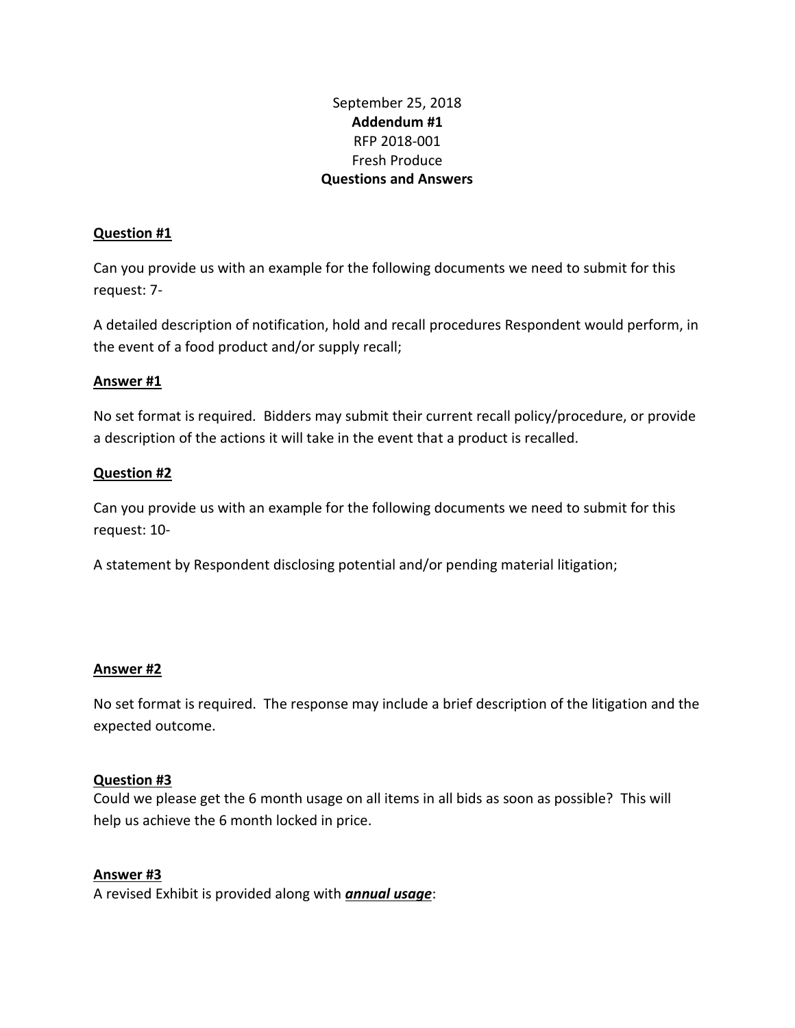September 25, 2018

**Addendum #1**

RFP 2018-001

Fresh Produce

**Questions and Answers**

**Question #1**

Can you provide us with an example for the following documents we need to submit for this request: 7-

A detailed description of notification, hold and recall procedures Respondent would perform, in the event of a food product and/or supply recall;

**Answer #1**

No set format is required. Bidders may submit their current recall policy/procedure, or provide a description of the actions it will take in the event that a product is recalled.

**Question #2**

Can you provide us with an example for the following documents we need to submit for this request: 10-

A statement by Respondent disclosing potential and/or pending material litigation;

**Answer #2**

No set format is required. The response may include a brief description of the litigation and the expected outcome.

**Question #3**

Could we please get the 6 month usage on all items in all bids as soon as possible? This will help us achieve the 6 month locked in price.

**Answer #3**

A revised Exhibit is provided along with ***annual usage***: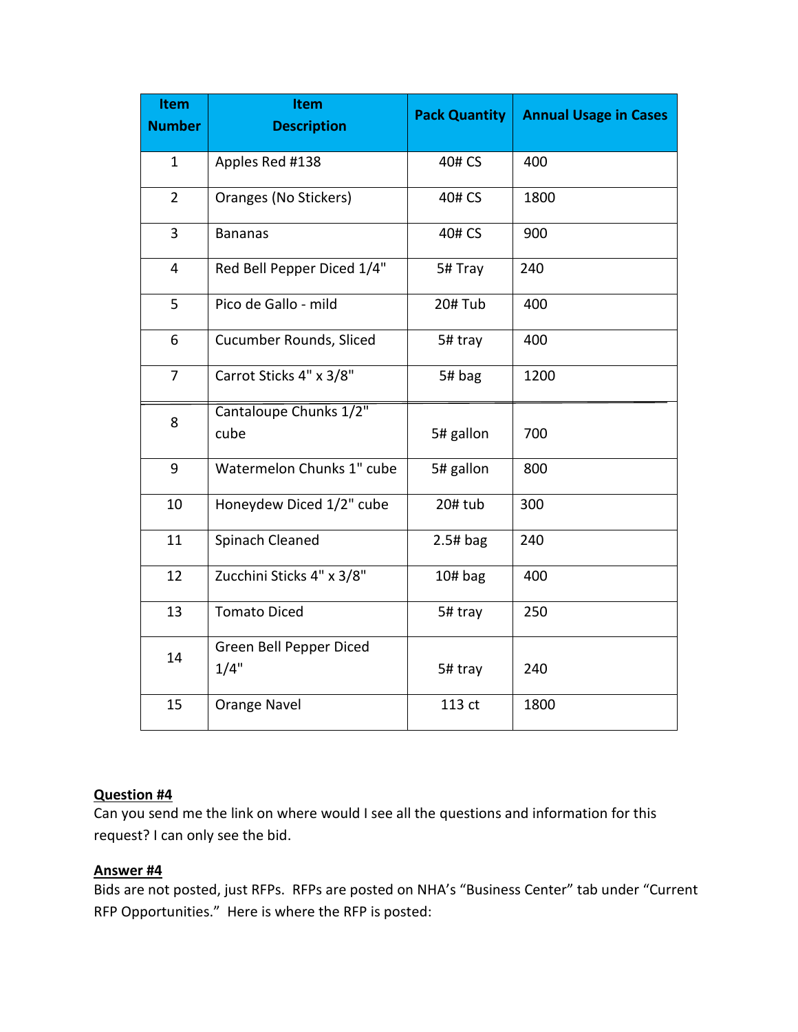| Item Number | Item Description | Pack Quantity | Annual Usage in Cases |
|---|---|---|---|
| 1 | Apples Red #138 | 40# CS | 400 |
| 2 | Oranges (No Stickers) | 40# CS | 1800 |
| 3 | Bananas | 40# CS | 900 |
| 4 | Red Bell Pepper Diced 1/4" | 5# Tray | 240 |
| 5 | Pico de Gallo - mild | 20# Tub | 400 |
| 6 | Cucumber Rounds, Sliced | 5# tray | 400 |
| 7 | Carrot Sticks 4" x 3/8" | 5# bag | 1200 |
| 8 | Cantaloupe Chunks 1/2" cube | 5# gallon | 700 |
| 9 | Watermelon Chunks 1" cube | 5# gallon | 800 |
| 10 | Honeydew Diced 1/2" cube | 20# tub | 300 |
| 11 | Spinach Cleaned | 2.5# bag | 240 |
| 12 | Zucchini Sticks 4" x 3/8" | 10# bag | 400 |
| 13 | Tomato Diced | 5# tray | 250 |
| 14 | Green Bell Pepper Diced 1/4" | 5# tray | 240 |
| 15 | Orange Navel | 113 ct | 1800 |

**<u>Question #4</u>**

Can you send me the link on where would I see all the questions and information for this request? I can only see the bid.

**<u>Answer #4</u>**

Bids are not posted, just RFPs. RFPs are posted on NHA's "Business Center" tab under "Current RFP Opportunities." Here is where the RFP is posted: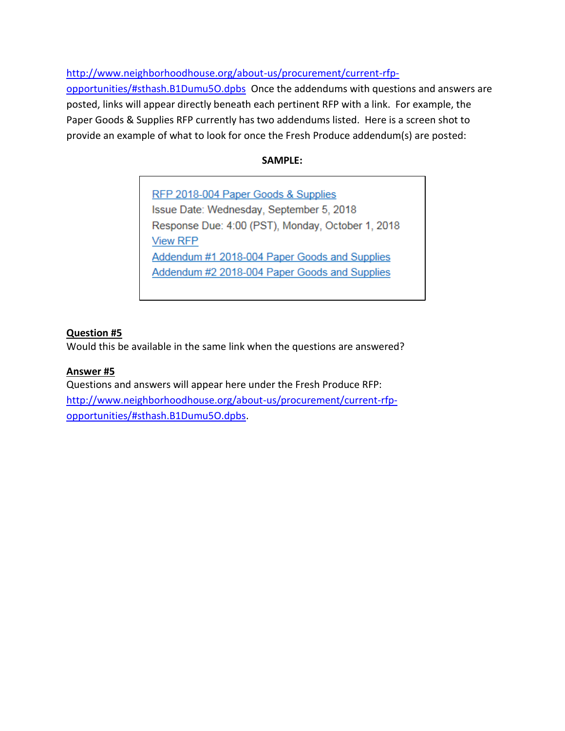[http://www.neighborhoodhouse.org/about-us/procurement/current-rfp-opportunities/#sthash.B1Dumu5O.dpbs](http://www.neighborhoodhouse.org/about-us/procurement/current-rfp-opportunities/#sthash.B1Dumu5O.dpbs) Once the addendums with questions and answers are posted, links will appear directly beneath each pertinent RFP with a link. For example, the Paper Goods & Supplies RFP currently has two addendums listed. Here is a screen shot to provide an example of what to look for once the Fresh Produce addendum(s) are posted:

**SAMPLE:**

RFP 2018-004 Paper Goods & Supplies
Issue Date: Wednesday, September 5, 2018
Response Due: 4:00 (PST), Monday, October 1, 2018
View RFP
Addendum #1 2018-004 Paper Goods and Supplies
Addendum #2 2018-004 Paper Goods and Supplies

**Question #5**

Would this be available in the same link when the questions are answered?

**Answer #5**

Questions and answers will appear here under the Fresh Produce RFP: [http://www.neighborhoodhouse.org/about-us/procurement/current-rfp-opportunities/#sthash.B1Dumu5O.dpbs](http://www.neighborhoodhouse.org/about-us/procurement/current-rfp-opportunities/#sthash.B1Dumu5O.dpbs).